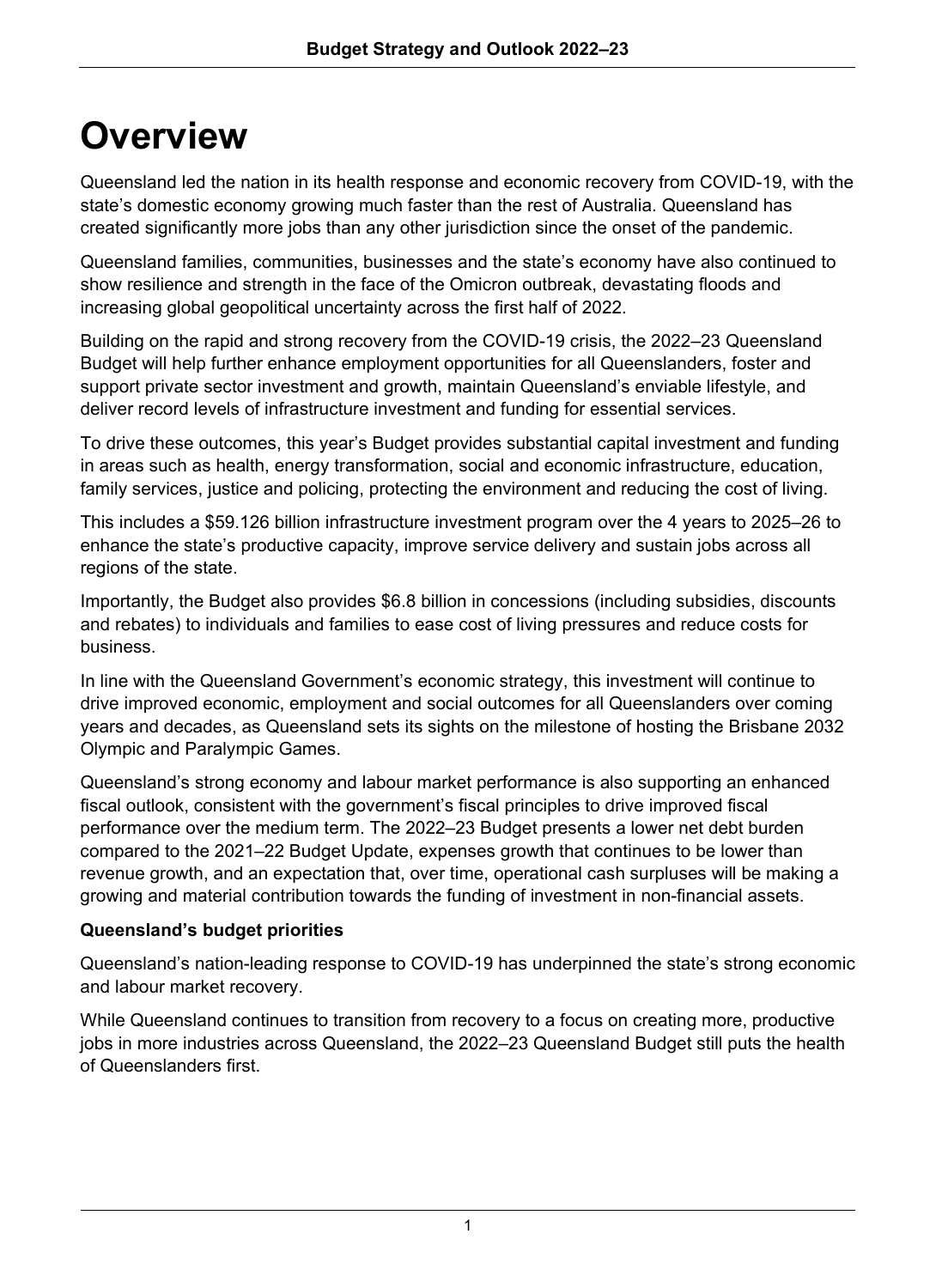# Overview

Queensland led the nation in its health response and economic recovery from COVID-19, with the state's domestic economy growing much faster than the rest of Australia. Queensland has created significantly more jobs than any other jurisdiction since the onset of the pandemic.

Queensland families, communities, businesses and the state's economy have also continued to show resilience and strength in the face of the Omicron outbreak, devastating floods and increasing global geopolitical uncertainty across the first half of 2022.

Building on the rapid and strong recovery from the COVID-19 crisis, the 2022–23 Queensland Budget will help further enhance employment opportunities for all Queenslanders, foster and support private sector investment and growth, maintain Queensland's enviable lifestyle, and deliver record levels of infrastructure investment and funding for essential services.

To drive these outcomes, this year's Budget provides substantial capital investment and funding in areas such as health, energy transformation, social and economic infrastructure, education, family services, justice and policing, protecting the environment and reducing the cost of living.

This includes a $59.126 billion infrastructure investment program over the 4 years to 2025–26 to enhance the state's productive capacity, improve service delivery and sustain jobs across all regions of the state.

Importantly, the Budget also provides $6.8 billion in concessions (including subsidies, discounts and rebates) to individuals and families to ease cost of living pressures and reduce costs for business.

In line with the Queensland Government's economic strategy, this investment will continue to drive improved economic, employment and social outcomes for all Queenslanders over coming years and decades, as Queensland sets its sights on the milestone of hosting the Brisbane 2032 Olympic and Paralympic Games.

Queensland's strong economy and labour market performance is also supporting an enhanced fiscal outlook, consistent with the government's fiscal principles to drive improved fiscal performance over the medium term. The 2022–23 Budget presents a lower net debt burden compared to the 2021–22 Budget Update, expenses growth that continues to be lower than revenue growth, and an expectation that, over time, operational cash surpluses will be making a growing and material contribution towards the funding of investment in non-financial assets.

**Queensland's budget priorities**

Queensland's nation-leading response to COVID-19 has underpinned the state's strong economic and labour market recovery.

While Queensland continues to transition from recovery to a focus on creating more, productive jobs in more industries across Queensland, the 2022–23 Queensland Budget still puts the health of Queenslanders first.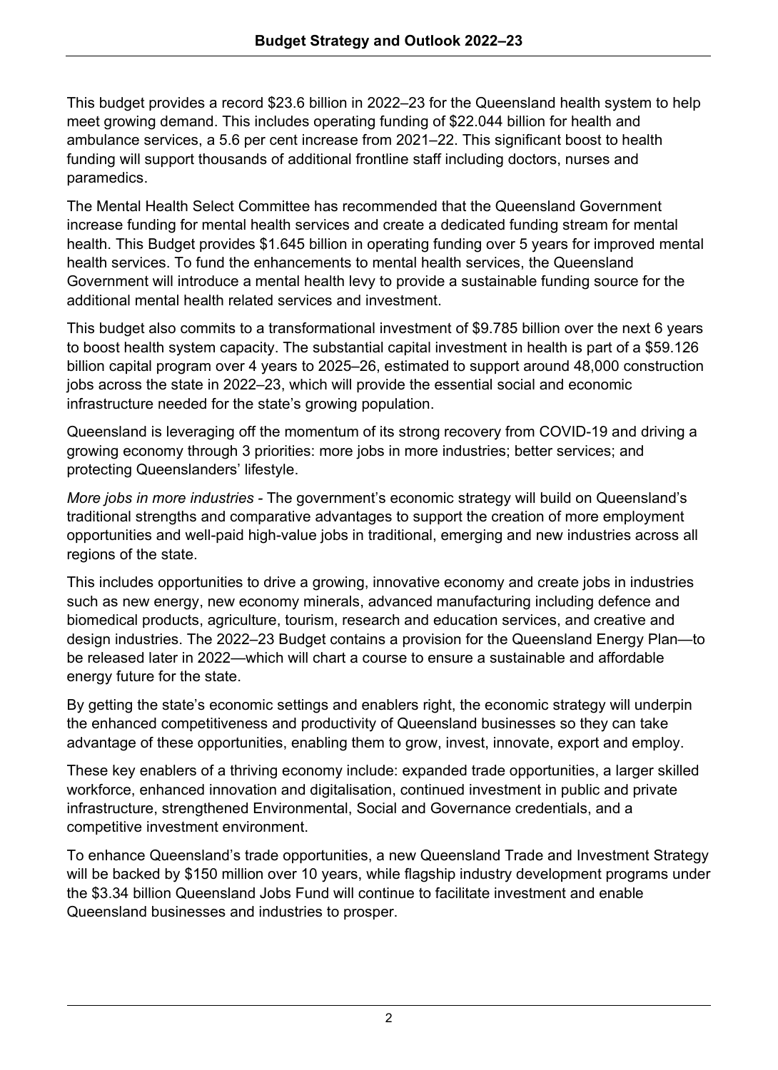This budget provides a record $23.6 billion in 2022–23 for the Queensland health system to help meet growing demand. This includes operating funding of $22.044 billion for health and ambulance services, a 5.6 per cent increase from 2021–22. This significant boost to health funding will support thousands of additional frontline staff including doctors, nurses and paramedics.

The Mental Health Select Committee has recommended that the Queensland Government increase funding for mental health services and create a dedicated funding stream for mental health. This Budget provides $1.645 billion in operating funding over 5 years for improved mental health services. To fund the enhancements to mental health services, the Queensland Government will introduce a mental health levy to provide a sustainable funding source for the additional mental health related services and investment.

This budget also commits to a transformational investment of $9.785 billion over the next 6 years to boost health system capacity. The substantial capital investment in health is part of a $59.126 billion capital program over 4 years to 2025–26, estimated to support around 48,000 construction jobs across the state in 2022–23, which will provide the essential social and economic infrastructure needed for the state's growing population.

Queensland is leveraging off the momentum of its strong recovery from COVID-19 and driving a growing economy through 3 priorities: more jobs in more industries; better services; and protecting Queenslanders' lifestyle.

*More jobs in more industries* - The government's economic strategy will build on Queensland's traditional strengths and comparative advantages to support the creation of more employment opportunities and well-paid high-value jobs in traditional, emerging and new industries across all regions of the state.

This includes opportunities to drive a growing, innovative economy and create jobs in industries such as new energy, new economy minerals, advanced manufacturing including defence and biomedical products, agriculture, tourism, research and education services, and creative and design industries. The 2022–23 Budget contains a provision for the Queensland Energy Plan—to be released later in 2022—which will chart a course to ensure a sustainable and affordable energy future for the state.

By getting the state's economic settings and enablers right, the economic strategy will underpin the enhanced competitiveness and productivity of Queensland businesses so they can take advantage of these opportunities, enabling them to grow, invest, innovate, export and employ.

These key enablers of a thriving economy include: expanded trade opportunities, a larger skilled workforce, enhanced innovation and digitalisation, continued investment in public and private infrastructure, strengthened Environmental, Social and Governance credentials, and a competitive investment environment.

To enhance Queensland's trade opportunities, a new Queensland Trade and Investment Strategy will be backed by $150 million over 10 years, while flagship industry development programs under the $3.34 billion Queensland Jobs Fund will continue to facilitate investment and enable Queensland businesses and industries to prosper.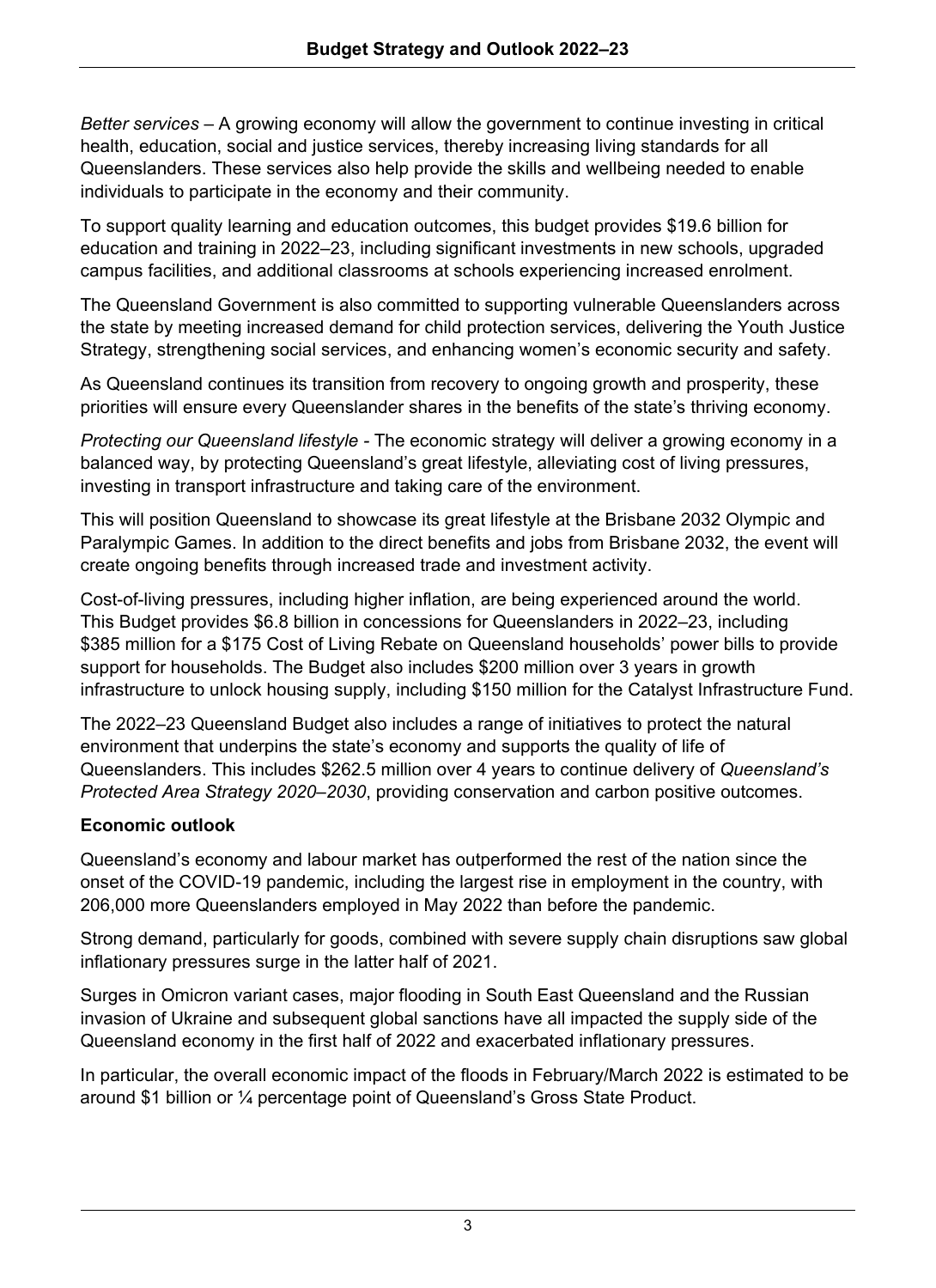*Better services* – A growing economy will allow the government to continue investing in critical health, education, social and justice services, thereby increasing living standards for all Queenslanders. These services also help provide the skills and wellbeing needed to enable individuals to participate in the economy and their community.

To support quality learning and education outcomes, this budget provides $19.6 billion for education and training in 2022–23, including significant investments in new schools, upgraded campus facilities, and additional classrooms at schools experiencing increased enrolment.

The Queensland Government is also committed to supporting vulnerable Queenslanders across the state by meeting increased demand for child protection services, delivering the Youth Justice Strategy, strengthening social services, and enhancing women's economic security and safety.

As Queensland continues its transition from recovery to ongoing growth and prosperity, these priorities will ensure every Queenslander shares in the benefits of the state's thriving economy.

*Protecting our Queensland lifestyle* - The economic strategy will deliver a growing economy in a balanced way, by protecting Queensland's great lifestyle, alleviating cost of living pressures, investing in transport infrastructure and taking care of the environment.

This will position Queensland to showcase its great lifestyle at the Brisbane 2032 Olympic and Paralympic Games. In addition to the direct benefits and jobs from Brisbane 2032, the event will create ongoing benefits through increased trade and investment activity.

Cost-of-living pressures, including higher inflation, are being experienced around the world. This Budget provides $6.8 billion in concessions for Queenslanders in 2022–23, including $385 million for a $175 Cost of Living Rebate on Queensland households' power bills to provide support for households. The Budget also includes $200 million over 3 years in growth infrastructure to unlock housing supply, including $150 million for the Catalyst Infrastructure Fund.

The 2022–23 Queensland Budget also includes a range of initiatives to protect the natural environment that underpins the state's economy and supports the quality of life of Queenslanders. This includes $262.5 million over 4 years to continue delivery of *Queensland's Protected Area Strategy 2020–2030*, providing conservation and carbon positive outcomes.

**Economic outlook**

Queensland's economy and labour market has outperformed the rest of the nation since the onset of the COVID-19 pandemic, including the largest rise in employment in the country, with 206,000 more Queenslanders employed in May 2022 than before the pandemic.

Strong demand, particularly for goods, combined with severe supply chain disruptions saw global inflationary pressures surge in the latter half of 2021.

Surges in Omicron variant cases, major flooding in South East Queensland and the Russian invasion of Ukraine and subsequent global sanctions have all impacted the supply side of the Queensland economy in the first half of 2022 and exacerbated inflationary pressures.

In particular, the overall economic impact of the floods in February/March 2022 is estimated to be around $1 billion or ¼ percentage point of Queensland's Gross State Product.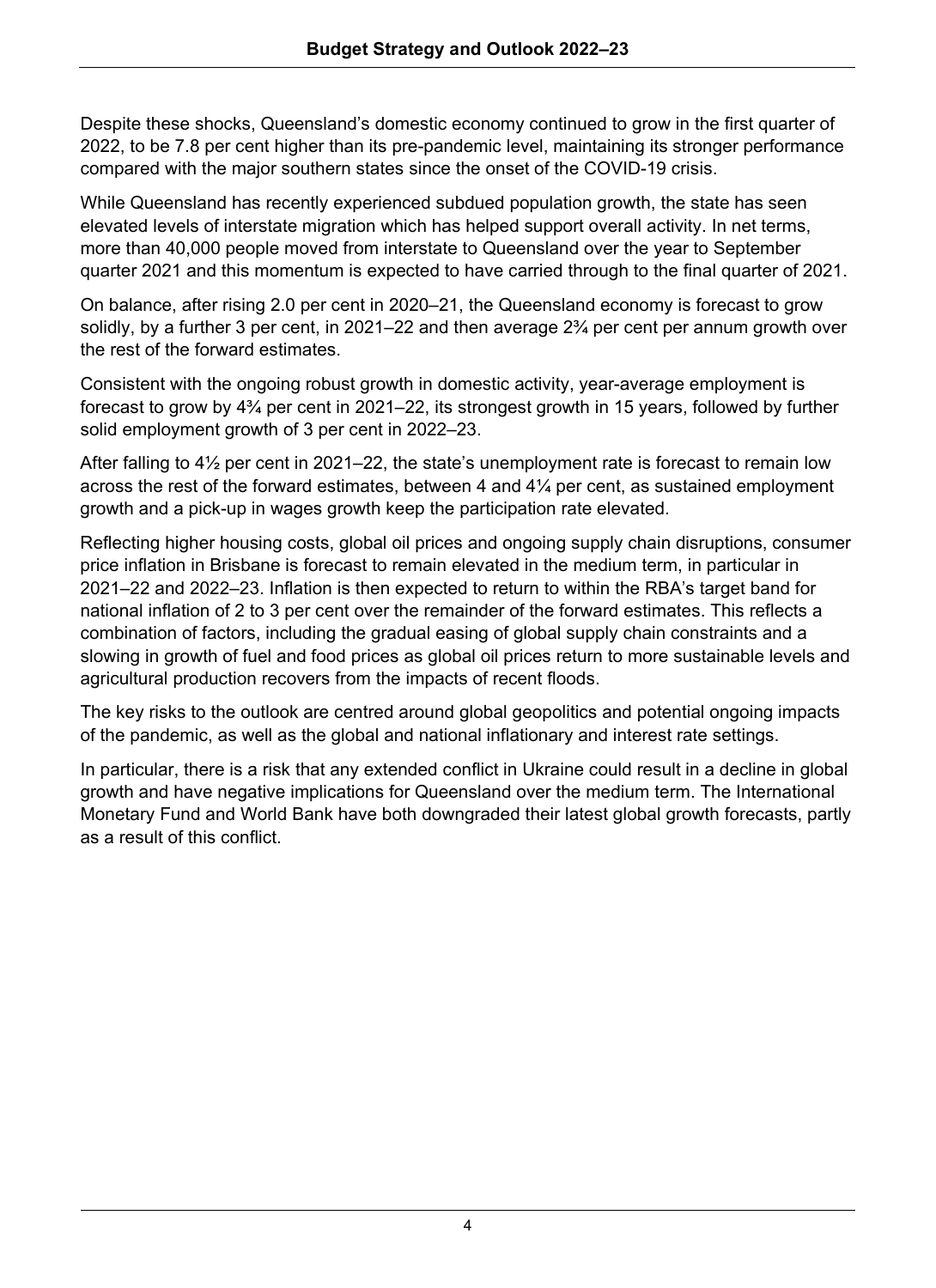Despite these shocks, Queensland's domestic economy continued to grow in the first quarter of 2022, to be 7.8 per cent higher than its pre-pandemic level, maintaining its stronger performance compared with the major southern states since the onset of the COVID-19 crisis.

While Queensland has recently experienced subdued population growth, the state has seen elevated levels of interstate migration which has helped support overall activity. In net terms, more than 40,000 people moved from interstate to Queensland over the year to September quarter 2021 and this momentum is expected to have carried through to the final quarter of 2021.

On balance, after rising 2.0 per cent in 2020–21, the Queensland economy is forecast to grow solidly, by a further 3 per cent, in 2021–22 and then average 2¾ per cent per annum growth over the rest of the forward estimates.

Consistent with the ongoing robust growth in domestic activity, year-average employment is forecast to grow by 4¾ per cent in 2021–22, its strongest growth in 15 years, followed by further solid employment growth of 3 per cent in 2022–23.

After falling to 4½ per cent in 2021–22, the state's unemployment rate is forecast to remain low across the rest of the forward estimates, between 4 and 4¼ per cent, as sustained employment growth and a pick-up in wages growth keep the participation rate elevated.

Reflecting higher housing costs, global oil prices and ongoing supply chain disruptions, consumer price inflation in Brisbane is forecast to remain elevated in the medium term, in particular in 2021–22 and 2022–23. Inflation is then expected to return to within the RBA's target band for national inflation of 2 to 3 per cent over the remainder of the forward estimates. This reflects a combination of factors, including the gradual easing of global supply chain constraints and a slowing in growth of fuel and food prices as global oil prices return to more sustainable levels and agricultural production recovers from the impacts of recent floods.

The key risks to the outlook are centred around global geopolitics and potential ongoing impacts of the pandemic, as well as the global and national inflationary and interest rate settings.

In particular, there is a risk that any extended conflict in Ukraine could result in a decline in global growth and have negative implications for Queensland over the medium term. The International Monetary Fund and World Bank have both downgraded their latest global growth forecasts, partly as a result of this conflict.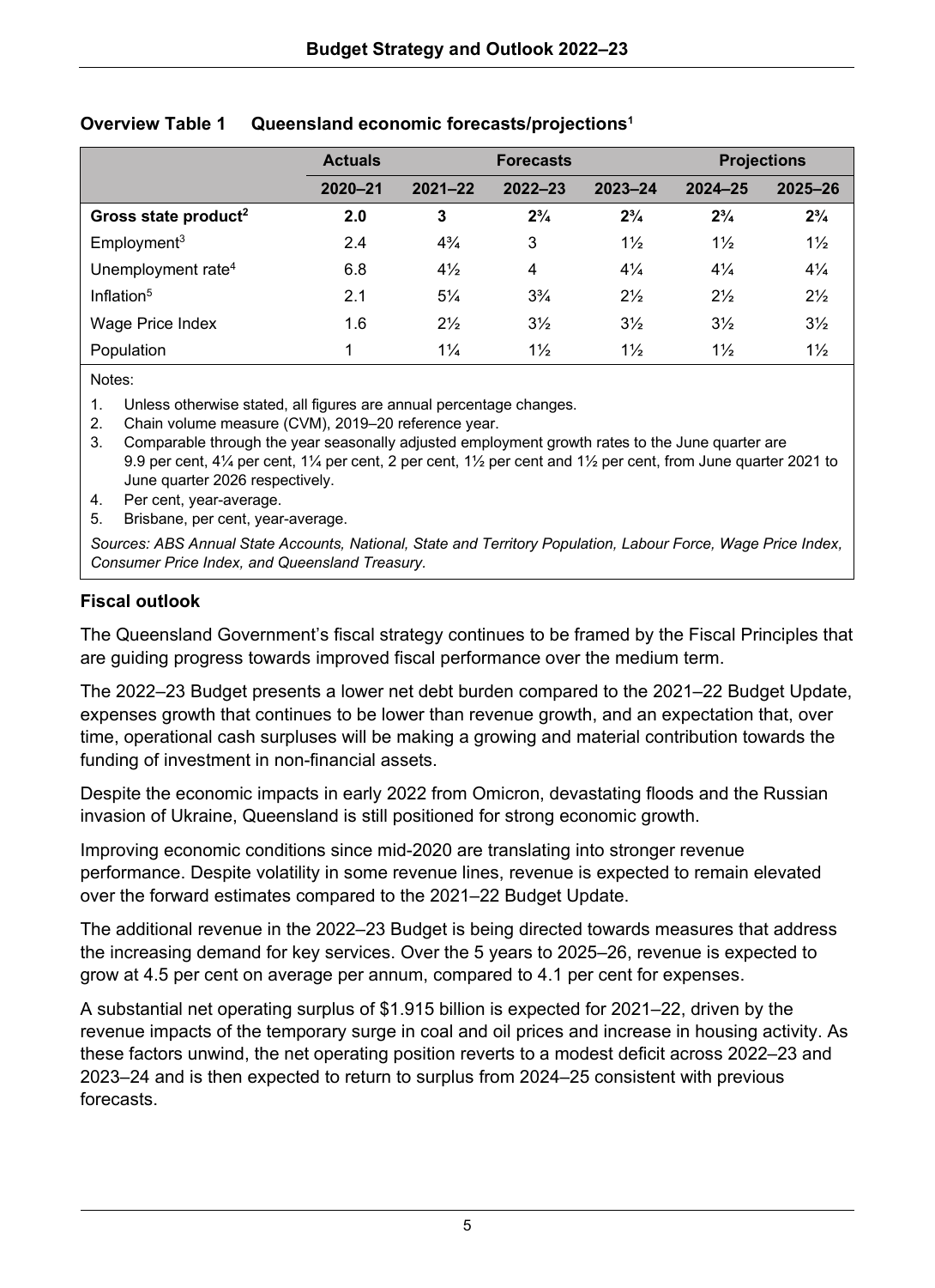**Overview Table 1 Queensland economic forecasts/projections[1]**

| | Actuals | Forecasts | | | Projections | |
|---|---|---|---|---|---|---|
| | 2020–21 | 2021–22 | 2022–23 | 2023–24 | 2024–25 | 2025–26 |
| **Gross state product[2]** | **2.0** | **3** | **2¾** | **2¾** | **2¾** | **2¾** |
| Employment[3] | 2.4 | 4¾ | 3 | 1½ | 1½ | 1½ |
| Unemployment rate[4] | 6.8 | 4½ | 4 | 4¼ | 4¼ | 4¼ |
| Inflation[5] | 2.1 | 5¼ | 3¾ | 2½ | 2½ | 2½ |
| Wage Price Index | 1.6 | 2½ | 3½ | 3½ | 3½ | 3½ |
| Population | 1 | 1¼ | 1½ | 1½ | 1½ | 1½ |

Notes:

1. Unless otherwise stated, all figures are annual percentage changes.
2. Chain volume measure (CVM), 2019–20 reference year.
3. Comparable through the year seasonally adjusted employment growth rates to the June quarter are 9.9 per cent, 4¼ per cent, 1¼ per cent, 2 per cent, 1½ per cent and 1½ per cent, from June quarter 2021 to June quarter 2026 respectively.
4. Per cent, year-average.
5. Brisbane, per cent, year-average.

*Sources: ABS Annual State Accounts, National, State and Territory Population, Labour Force, Wage Price Index, Consumer Price Index, and Queensland Treasury.*

### Fiscal outlook

The Queensland Government's fiscal strategy continues to be framed by the Fiscal Principles that are guiding progress towards improved fiscal performance over the medium term.

The 2022–23 Budget presents a lower net debt burden compared to the 2021–22 Budget Update, expenses growth that continues to be lower than revenue growth, and an expectation that, over time, operational cash surpluses will be making a growing and material contribution towards the funding of investment in non-financial assets.

Despite the economic impacts in early 2022 from Omicron, devastating floods and the Russian invasion of Ukraine, Queensland is still positioned for strong economic growth.

Improving economic conditions since mid-2020 are translating into stronger revenue performance. Despite volatility in some revenue lines, revenue is expected to remain elevated over the forward estimates compared to the 2021–22 Budget Update.

The additional revenue in the 2022–23 Budget is being directed towards measures that address the increasing demand for key services. Over the 5 years to 2025–26, revenue is expected to grow at 4.5 per cent on average per annum, compared to 4.1 per cent for expenses.

A substantial net operating surplus of $1.915 billion is expected for 2021–22, driven by the revenue impacts of the temporary surge in coal and oil prices and increase in housing activity. As these factors unwind, the net operating position reverts to a modest deficit across 2022–23 and 2023–24 and is then expected to return to surplus from 2024–25 consistent with previous forecasts.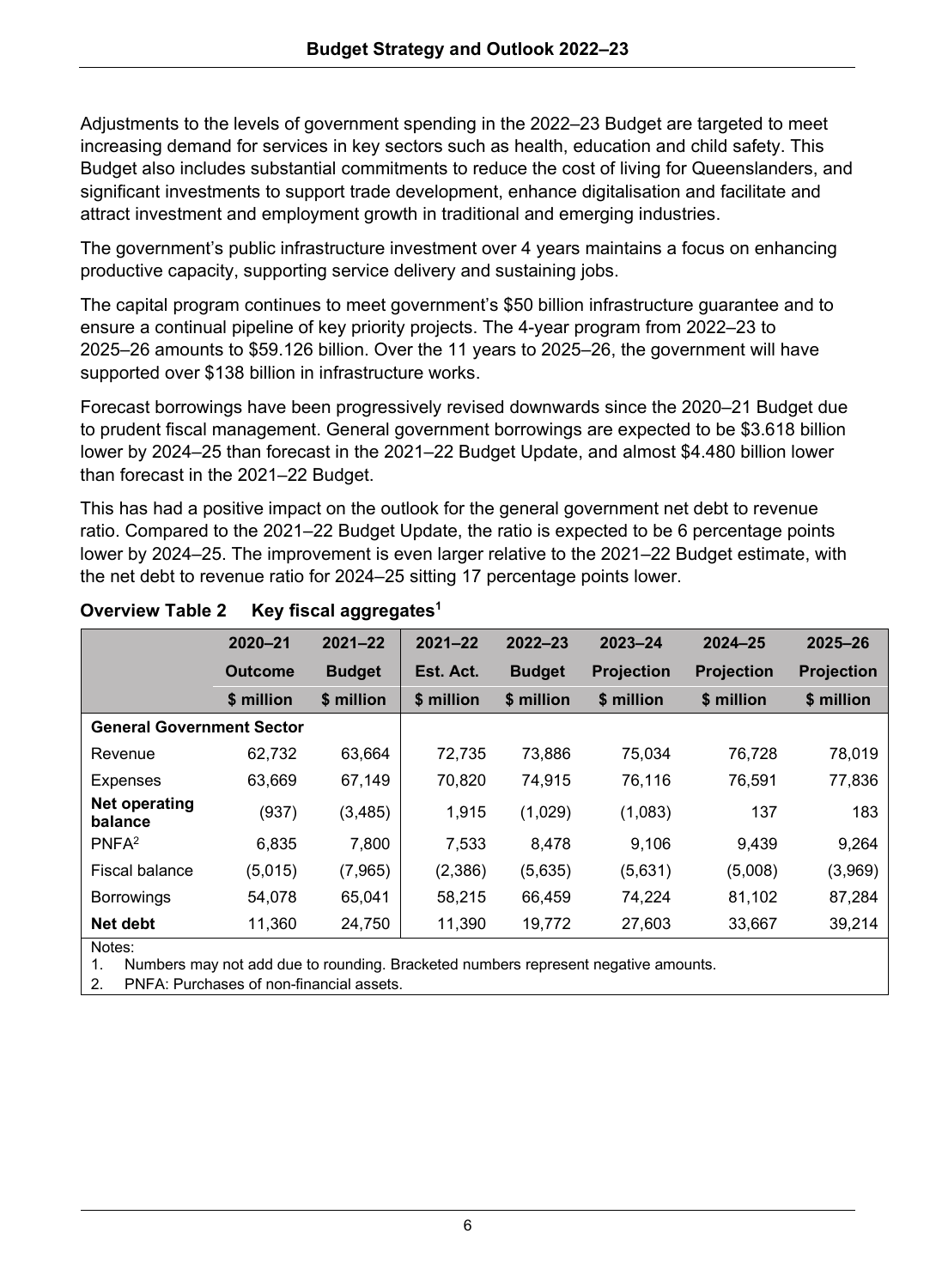Adjustments to the levels of government spending in the 2022–23 Budget are targeted to meet increasing demand for services in key sectors such as health, education and child safety. This Budget also includes substantial commitments to reduce the cost of living for Queenslanders, and significant investments to support trade development, enhance digitalisation and facilitate and attract investment and employment growth in traditional and emerging industries.

The government's public infrastructure investment over 4 years maintains a focus on enhancing productive capacity, supporting service delivery and sustaining jobs.

The capital program continues to meet government's $50 billion infrastructure guarantee and to ensure a continual pipeline of key priority projects. The 4-year program from 2022–23 to 2025–26 amounts to $59.126 billion. Over the 11 years to 2025–26, the government will have supported over $138 billion in infrastructure works.

Forecast borrowings have been progressively revised downwards since the 2020–21 Budget due to prudent fiscal management. General government borrowings are expected to be $3.618 billion lower by 2024–25 than forecast in the 2021–22 Budget Update, and almost $4.480 billion lower than forecast in the 2021–22 Budget.

This has had a positive impact on the outlook for the general government net debt to revenue ratio. Compared to the 2021–22 Budget Update, the ratio is expected to be 6 percentage points lower by 2024–25. The improvement is even larger relative to the 2021–22 Budget estimate, with the net debt to revenue ratio for 2024–25 sitting 17 percentage points lower.

**Overview Table 2 Key fiscal aggregates[1]**

| | 2020–21 | 2021–22 | 2021–22 | 2022–23 | 2023–24 | 2024–25 | 2025–26 |
|---|---|---|---|---|---|---|---|
| | Outcome | Budget | Est. Act. | Budget | Projection | Projection | Projection |
| | $ million | $ million | $ million | $ million | $ million | $ million | $ million |
| **General Government Sector** | | | | | | | |
| Revenue | 62,732 | 63,664 | 72,735 | 73,886 | 75,034 | 76,728 | 78,019 |
| Expenses | 63,669 | 67,149 | 70,820 | 74,915 | 76,116 | 76,591 | 77,836 |
| **Net operating balance** | (937) | (3,485) | 1,915 | (1,029) | (1,083) | 137 | 183 |
| PNFA[2] | 6,835 | 7,800 | 7,533 | 8,478 | 9,106 | 9,439 | 9,264 |
| Fiscal balance | (5,015) | (7,965) | (2,386) | (5,635) | (5,631) | (5,008) | (3,969) |
| Borrowings | 54,078 | 65,041 | 58,215 | 66,459 | 74,224 | 81,102 | 87,284 |
| **Net debt** | 11,360 | 24,750 | 11,390 | 19,772 | 27,603 | 33,667 | 39,214 |

Notes:
1. Numbers may not add due to rounding. Bracketed numbers represent negative amounts.
2. PNFA: Purchases of non-financial assets.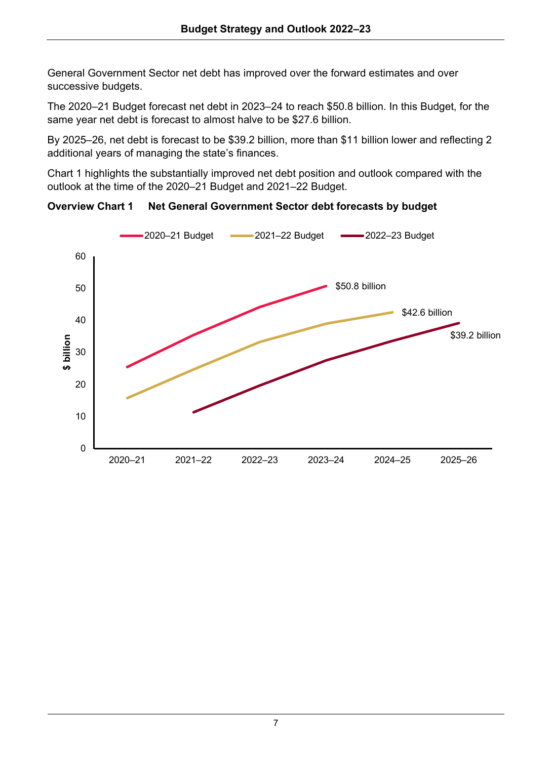General Government Sector net debt has improved over the forward estimates and over successive budgets.

The 2020–21 Budget forecast net debt in 2023–24 to reach $50.8 billion. In this Budget, for the same year net debt is forecast to almost halve to be $27.6 billion.

By 2025–26, net debt is forecast to be $39.2 billion, more than $11 billion lower and reflecting 2 additional years of managing the state's finances.

Chart 1 highlights the substantially improved net debt position and outlook compared with the outlook at the time of the 2020–21 Budget and 2021–22 Budget.

**Overview Chart 1 Net General Government Sector debt forecasts by budget**

2020–21 Budget
2021–22 Budget
2022–23 Budget

$ billion

0
10
20
30
40
50
60

2020–21
2021–22
2022–23
2023–24
2024–25
2025–26

$50.8 billion
$42.6 billion
$39.2 billion